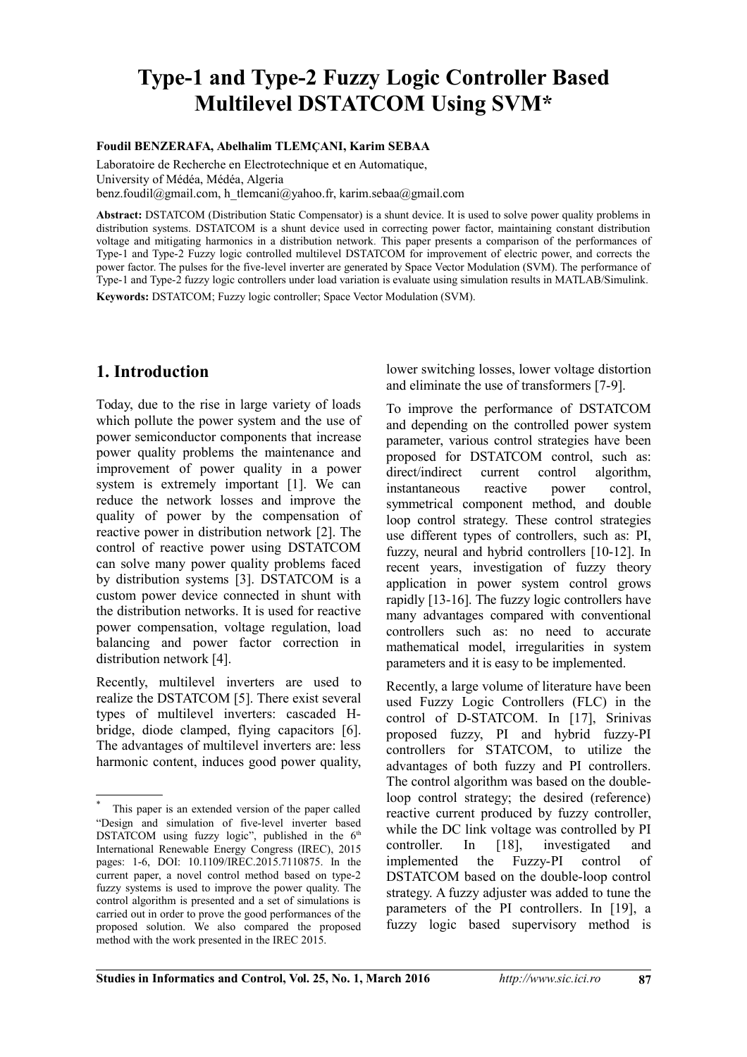# Type-1 and Type-2 Fuzzy Logic Controller Based Multilevel DSTATCOM Using SVM*

**Foudil BENZERAFA, Abelhalim TLEMÇANI, Karim SEBAA**

Laboratoire de Recherche en Electrotechnique et en Automatique,
University of Médéa, Médéa, Algeria
benz.foudil@gmail.com, h_tlemcani@yahoo.fr, karim.sebaa@gmail.com

**Abstract:** DSTATCOM (Distribution Static Compensator) is a shunt device. It is used to solve power quality problems in distribution systems. DSTATCOM is a shunt device used in correcting power factor, maintaining constant distribution voltage and mitigating harmonics in a distribution network. This paper presents a comparison of the performances of Type-1 and Type-2 Fuzzy logic controlled multilevel DSTATCOM for improvement of electric power, and corrects the power factor. The pulses for the five-level inverter are generated by Space Vector Modulation (SVM). The performance of Type-1 and Type-2 fuzzy logic controllers under load variation is evaluate using simulation results in MATLAB/Simulink.

**Keywords:** DSTATCOM; Fuzzy logic controller; Space Vector Modulation (SVM).

## 1. Introduction

Today, due to the rise in large variety of loads which pollute the power system and the use of power semiconductor components that increase power quality problems the maintenance and improvement of power quality in a power system is extremely important [1]. We can reduce the network losses and improve the quality of power by the compensation of reactive power in distribution network [2]. The control of reactive power using DSTATCOM can solve many power quality problems faced by distribution systems [3]. DSTATCOM is a custom power device connected in shunt with the distribution networks. It is used for reactive power compensation, voltage regulation, load balancing and power factor correction in distribution network [4].

Recently, multilevel inverters are used to realize the DSTATCOM [5]. There exist several types of multilevel inverters: cascaded H-bridge, diode clamped, flying capacitors [6]. The advantages of multilevel inverters are: less harmonic content, induces good power quality, lower switching losses, lower voltage distortion and eliminate the use of transformers [7-9].

To improve the performance of DSTATCOM and depending on the controlled power system parameter, various control strategies have been proposed for DSTATCOM control, such as: direct/indirect current control algorithm, instantaneous reactive power control, symmetrical component method, and double loop control strategy. These control strategies use different types of controllers, such as: PI, fuzzy, neural and hybrid controllers [10-12]. In recent years, investigation of fuzzy theory application in power system control grows rapidly [13-16]. The fuzzy logic controllers have many advantages compared with conventional controllers such as: no need to accurate mathematical model, irregularities in system parameters and it is easy to be implemented.

Recently, a large volume of literature have been used Fuzzy Logic Controllers (FLC) in the control of D-STATCOM. In [17], Srinivas proposed fuzzy, PI and hybrid fuzzy-PI controllers for STATCOM, to utilize the advantages of both fuzzy and PI controllers. The control algorithm was based on the double-loop control strategy; the desired (reference) reactive current produced by fuzzy controller, while the DC link voltage was controlled by PI controller. In [18], investigated and implemented the Fuzzy-PI control of DSTATCOM based on the double-loop control strategy. A fuzzy adjuster was added to tune the parameters of the PI controllers. In [19], a fuzzy logic based supervisory method is

---

* This paper is an extended version of the paper called "Design and simulation of five-level inverter based DSTATCOM using fuzzy logic", published in the 6th International Renewable Energy Congress (IREC), 2015 pages: 1-6, DOI: 10.1109/IREC.2015.7110875. In the current paper, a novel control method based on type-2 fuzzy systems is used to improve the power quality. The control algorithm is presented and a set of simulations is carried out in order to prove the good performances of the proposed solution. We also compared the proposed method with the work presented in the IREC 2015.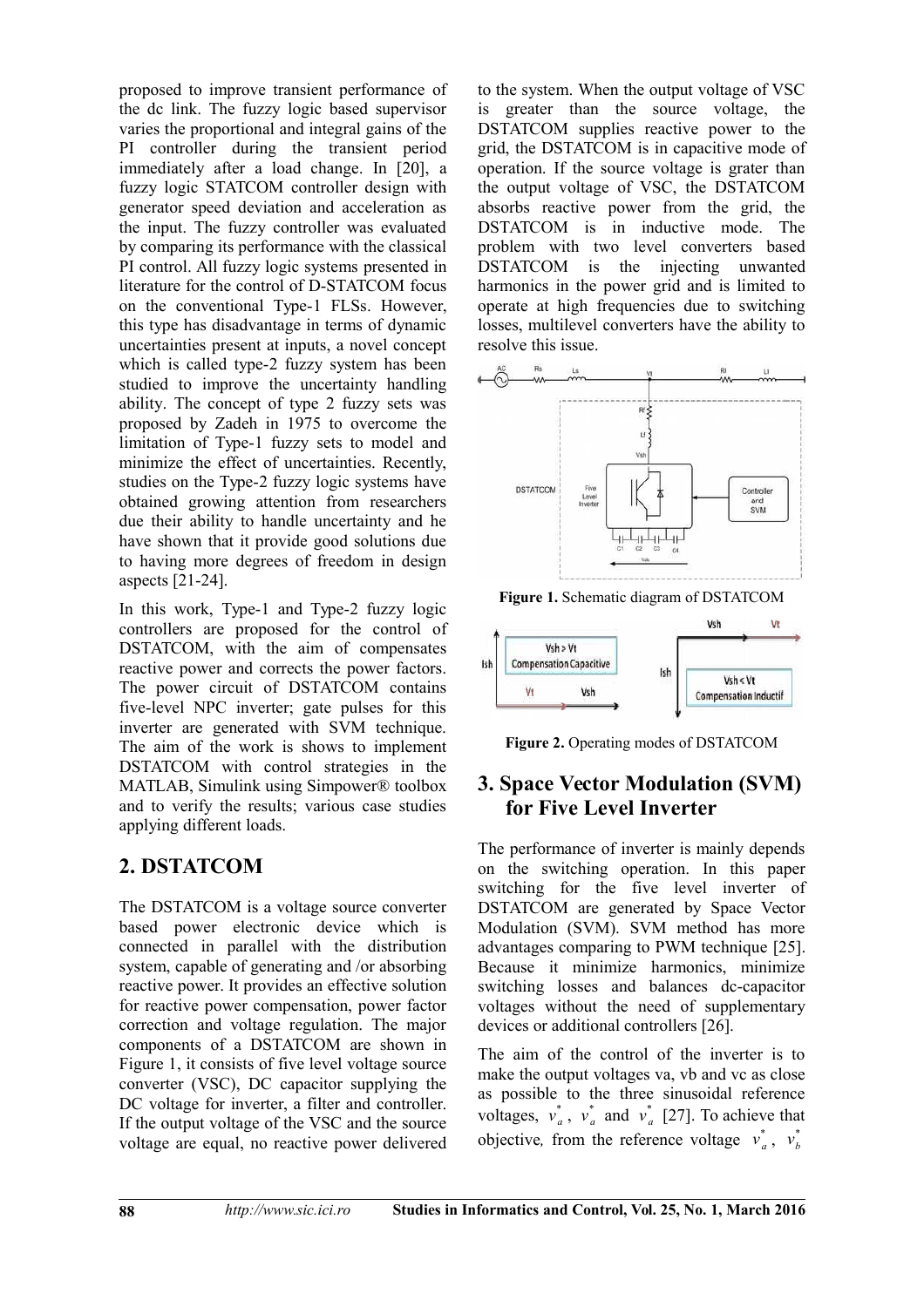proposed to improve transient performance of the dc link. The fuzzy logic based supervisor varies the proportional and integral gains of the PI controller during the transient period immediately after a load change. In [20], a fuzzy logic STATCOM controller design with generator speed deviation and acceleration as the input. The fuzzy controller was evaluated by comparing its performance with the classical PI control. All fuzzy logic systems presented in literature for the control of D-STATCOM focus on the conventional Type-1 FLSs. However, this type has disadvantage in terms of dynamic uncertainties present at inputs, a novel concept which is called type-2 fuzzy system has been studied to improve the uncertainty handling ability. The concept of type 2 fuzzy sets was proposed by Zadeh in 1975 to overcome the limitation of Type-1 fuzzy sets to model and minimize the effect of uncertainties. Recently, studies on the Type-2 fuzzy logic systems have obtained growing attention from researchers due their ability to handle uncertainty and he have shown that it provide good solutions due to having more degrees of freedom in design aspects [21-24].

In this work, Type-1 and Type-2 fuzzy logic controllers are proposed for the control of DSTATCOM, with the aim of compensates reactive power and corrects the power factors. The power circuit of DSTATCOM contains five-level NPC inverter; gate pulses for this inverter are generated with SVM technique. The aim of the work is shows to implement DSTATCOM with control strategies in the MATLAB, Simulink using Simpower® toolbox and to verify the results; various case studies applying different loads.

## 2. DSTATCOM

The DSTATCOM is a voltage source converter based power electronic device which is connected in parallel with the distribution system, capable of generating and /or absorbing reactive power. It provides an effective solution for reactive power compensation, power factor correction and voltage regulation. The major components of a DSTATCOM are shown in Figure 1, it consists of five level voltage source converter (VSC), DC capacitor supplying the DC voltage for inverter, a filter and controller. If the output voltage of the VSC and the source voltage are equal, no reactive power delivered to the system. When the output voltage of VSC is greater than the source voltage, the DSTATCOM supplies reactive power to the grid, the DSTATCOM is in capacitive mode of operation. If the source voltage is grater than the output voltage of VSC, the DSTATCOM absorbs reactive power from the grid, the DSTATCOM is in inductive mode. The problem with two level converters based DSTATCOM is the injecting unwanted harmonics in the power grid and is limited to operate at high frequencies due to switching losses, multilevel converters have the ability to resolve this issue.

**Figure 1.** Schematic diagram of DSTATCOM

**Figure 2.** Operating modes of DSTATCOM

## 3. Space Vector Modulation (SVM) for Five Level Inverter

The performance of inverter is mainly depends on the switching operation. In this paper switching for the five level inverter of DSTATCOM are generated by Space Vector Modulation (SVM). SVM method has more advantages comparing to PWM technique [25]. Because it minimize harmonics, minimize switching losses and balances dc-capacitor voltages without the need of supplementary devices or additional controllers [26].

The aim of the control of the inverter is to make the output voltages va, vb and vc as close as possible to the three sinusoidal reference voltages, $v_a^*$, $v_a^*$ and $v_a^*$ [27]. To achieve that objective, from the reference voltage $v_a^*$, $v_b^*$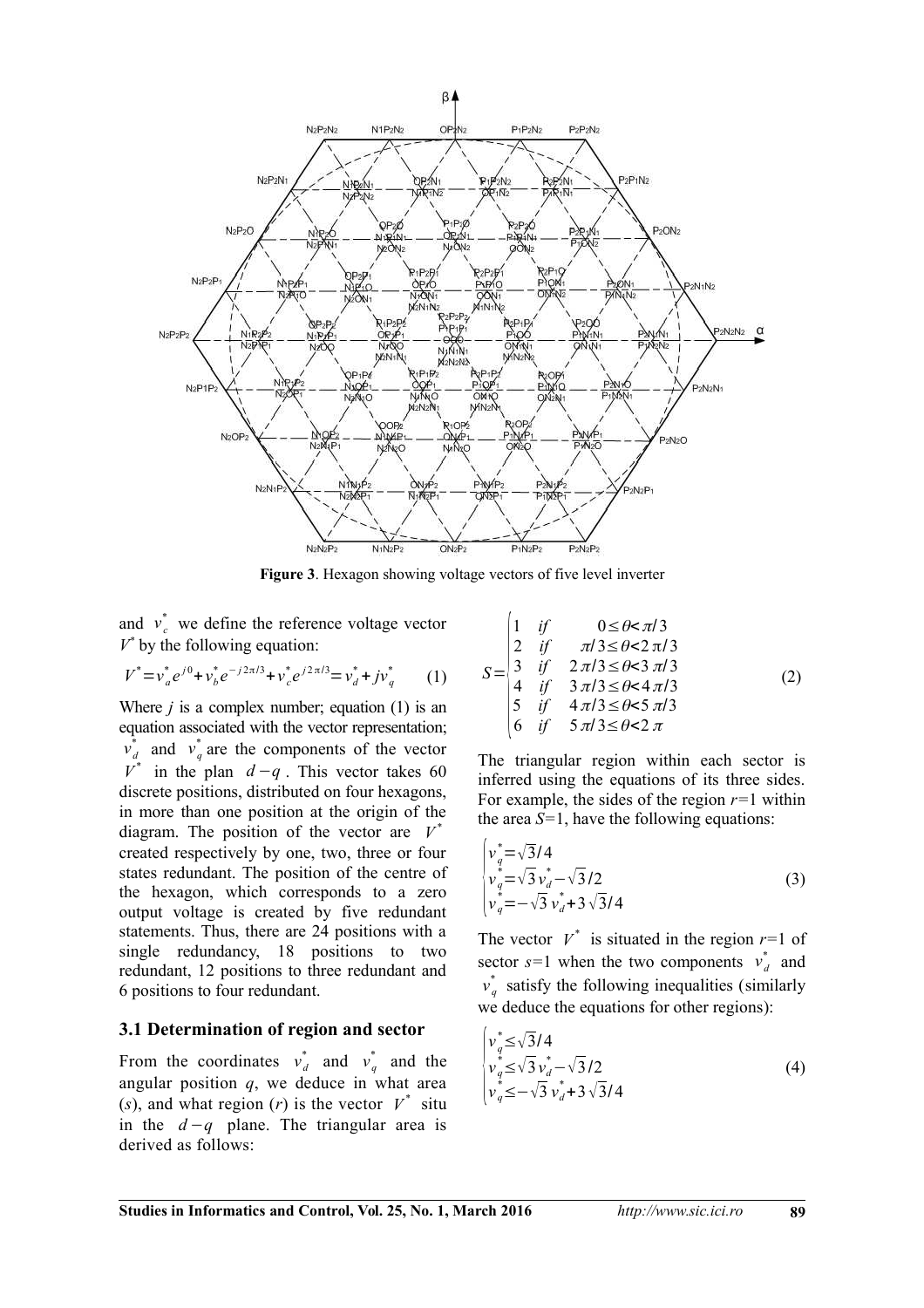**Figure 3**. Hexagon showing voltage vectors of five level inverter

and $v_c^*$ we define the reference voltage vector $V^*$ by the following equation:

$$V^* = v_a^* e^{j0} + v_b^* e^{-j2\pi/3} + v_c^* e^{j2\pi/3} = v_d^* + jv_q^* \qquad (1)$$

Where $j$ is a complex number; equation (1) is an equation associated with the vector representation; $v_d^*$ and $v_q^*$ are the components of the vector $V^*$ in the plan $d-q$. This vector takes 60 discrete positions, distributed on four hexagons, in more than one position at the origin of the diagram. The position of the vector are $V^*$ created respectively by one, two, three or four states redundant. The position of the centre of the hexagon, which corresponds to a zero output voltage is created by five redundant statements. Thus, there are 24 positions with a single redundancy, 18 positions to two redundant, 12 positions to three redundant and 6 positions to four redundant.

### 3.1 Determination of region and sector

From the coordinates $v_d^*$ and $v_q^*$ and the angular position $q$, we deduce in what area ($s$), and what region ($r$) is the vector $V^*$ situ in the $d-q$ plane. The triangular area is derived as follows:

$$S = \begin{cases} 1 & if \quad 0 \le \theta < \pi/3 \\ 2 & if \quad \pi/3 \le \theta < 2\pi/3 \\ 3 & if \quad 2\pi/3 \le \theta < 3\pi/3 \\ 4 & if \quad 3\pi/3 \le \theta < 4\pi/3 \\ 5 & if \quad 4\pi/3 \le \theta < 5\pi/3 \\ 6 & if \quad 5\pi/3 \le \theta < 2\pi \end{cases} \qquad (2)$$

The triangular region within each sector is inferred using the equations of its three sides. For example, the sides of the region $r$=1 within the area $S$=1, have the following equations:

$$\begin{cases} v_q^* = \sqrt{3}/4 \\ v_q^* = \sqrt{3}\, v_d^* - \sqrt{3}/2 \\ v_q^* = -\sqrt{3}\, v_d^* + 3\sqrt{3}/4 \end{cases} \qquad (3)$$

The vector $V^*$ is situated in the region $r$=1 of sector $s$=1 when the two components $v_d^*$ and $v_q^*$ satisfy the following inequalities (similarly we deduce the equations for other regions):

$$\begin{cases} v_q^* \le \sqrt{3}/4 \\ v_q^* \le \sqrt{3}\, v_d^* - \sqrt{3}/2 \\ v_q^* \le -\sqrt{3}\, v_d^* + 3\sqrt{3}/4 \end{cases} \qquad (4)$$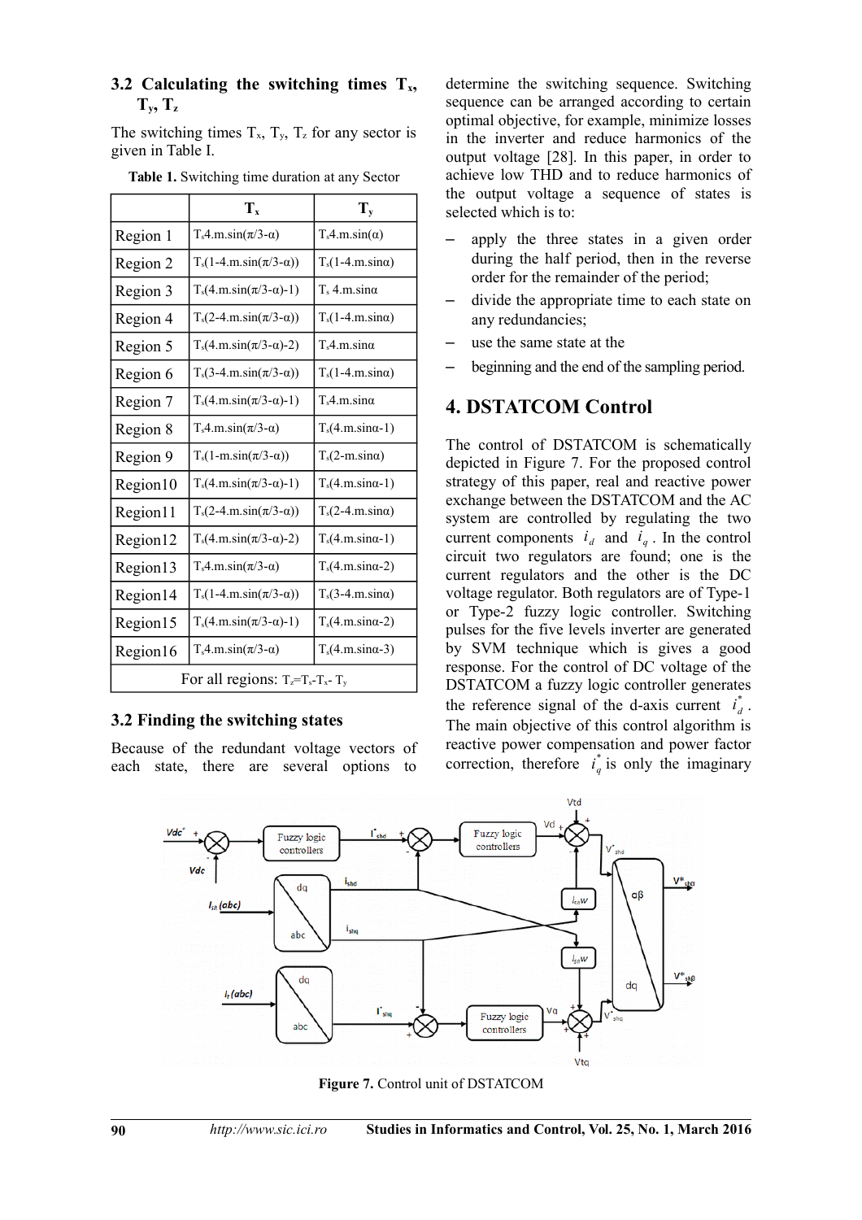### 3.2 Calculating the switching times $T_x$, $T_y$, $T_z$

The switching times $T_x$, $T_y$, $T_z$ for any sector is given in Table I.

**Table 1.** Switching time duration at any Sector

| | $T_x$ | $T_y$ |
|---|---|---|
| Region 1 | $T_s 4.m.\sin(\pi/3-\alpha)$ | $T_s 4.m.\sin(\alpha)$ |
| Region 2 | $T_s(1-4.m.\sin(\pi/3-\alpha))$ | $T_s(1-4.m.\sin\alpha)$ |
| Region 3 | $T_s(4.m.\sin(\pi/3-\alpha)-1)$ | $T_s\ 4.m.\sin\alpha$ |
| Region 4 | $T_s(2-4.m.\sin(\pi/3-\alpha))$ | $T_s(1-4.m.\sin\alpha)$ |
| Region 5 | $T_s(4.m.\sin(\pi/3-\alpha)-2)$ | $T_s 4.m.\sin\alpha$ |
| Region 6 | $T_s(3-4.m.\sin(\pi/3-\alpha))$ | $T_s(1-4.m.\sin\alpha)$ |
| Region 7 | $T_s(4.m.\sin(\pi/3-\alpha)-1)$ | $T_s 4.m.\sin\alpha$ |
| Region 8 | $T_s 4.m.\sin(\pi/3-\alpha)$ | $T_s(4.m.\sin\alpha-1)$ |
| Region 9 | $T_s(1-m.\sin(\pi/3-\alpha))$ | $T_s(2-m.\sin\alpha)$ |
| Region10 | $T_s(4.m.\sin(\pi/3-\alpha)-1)$ | $T_s(4.m.\sin\alpha-1)$ |
| Region11 | $T_s(2-4.m.\sin(\pi/3-\alpha))$ | $T_s(2-4.m.\sin\alpha)$ |
| Region12 | $T_s(4.m.\sin(\pi/3-\alpha)-2)$ | $T_s(4.m.\sin\alpha-1)$ |
| Region13 | $T_s 4.m.\sin(\pi/3-\alpha)$ | $T_s(4.m.\sin\alpha-2)$ |
| Region14 | $T_s(1-4.m.\sin(\pi/3-\alpha))$ | $T_s(3-4.m.\sin\alpha)$ |
| Region15 | $T_s(4.m.\sin(\pi/3-\alpha)-1)$ | $T_s(4.m.\sin\alpha-2)$ |
| Region16 | $T_s 4.m.\sin(\pi/3-\alpha)$ | $T_s(4.m.\sin\alpha-3)$ |
| For all regions: $T_z=T_s-T_x-T_y$ | | |

### 3.2 Finding the switching states

Because of the redundant voltage vectors of each state, there are several options to determine the switching sequence. Switching sequence can be arranged according to certain optimal objective, for example, minimize losses in the inverter and reduce harmonics of the output voltage [28]. In this paper, in order to achieve low THD and to reduce harmonics of the output voltage a sequence of states is selected which is to:

- apply the three states in a given order during the half period, then in the reverse order for the remainder of the period;
- divide the appropriate time to each state on any redundancies;
- use the same state at the
- beginning and the end of the sampling period.

## 4. DSTATCOM Control

The control of DSTATCOM is schematically depicted in Figure 7. For the proposed control strategy of this paper, real and reactive power exchange between the DSTATCOM and the AC system are controlled by regulating the two current components $i_d$ and $i_q$. In the control circuit two regulators are found; one is the current regulators and the other is the DC voltage regulator. Both regulators are of Type-1 or Type-2 fuzzy logic controller. Switching pulses for the five levels inverter are generated by SVM technique which is gives a good response. For the control of DC voltage of the DSTATCOM a fuzzy logic controller generates the reference signal of the d-axis current $i_d^*$. The main objective of this control algorithm is reactive power compensation and power factor correction, therefore $i_q^*$ is only the imaginary

**Figure 7.** Control unit of DSTATCOM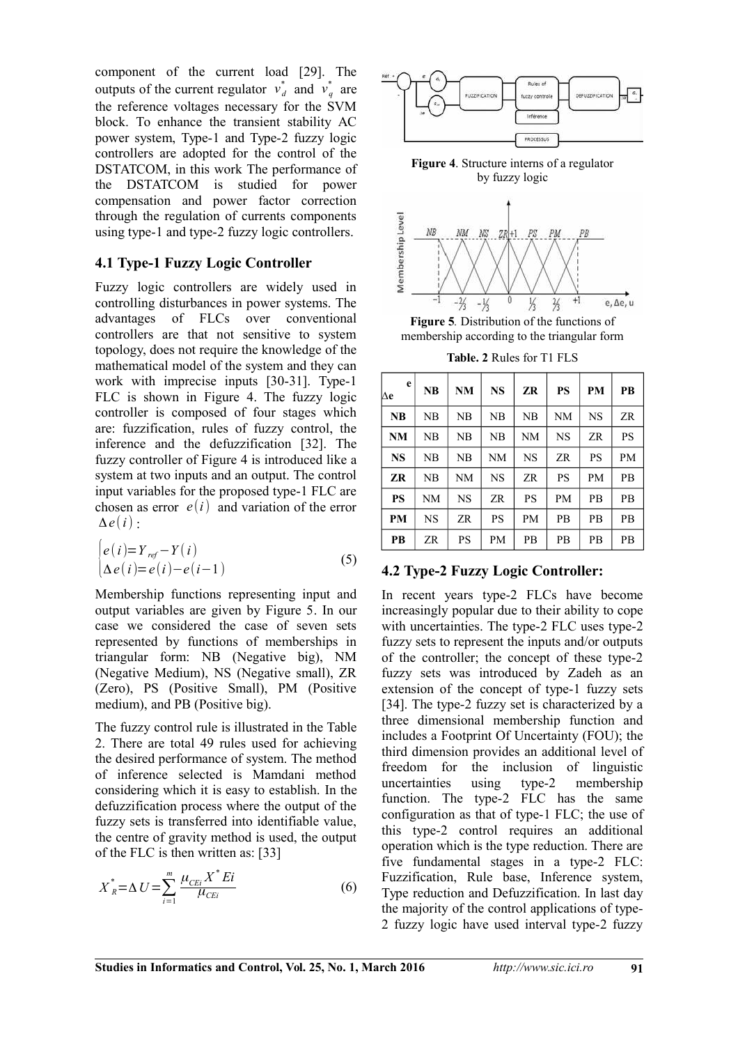component of the current load [29]. The outputs of the current regulator $v_d^*$ and $v_q^*$ are the reference voltages necessary for the SVM block. To enhance the transient stability AC power system, Type-1 and Type-2 fuzzy logic controllers are adopted for the control of the DSTATCOM, in this work The performance of the DSTATCOM is studied for power compensation and power factor correction through the regulation of currents components using type-1 and type-2 fuzzy logic controllers.

### 4.1 Type-1 Fuzzy Logic Controller

Fuzzy logic controllers are widely used in controlling disturbances in power systems. The advantages of FLCs over conventional controllers are that not sensitive to system topology, does not require the knowledge of the mathematical model of the system and they can work with imprecise inputs [30-31]. Type-1 FLC is shown in Figure 4. The fuzzy logic controller is composed of four stages which are: fuzzification, rules of fuzzy control, the inference and the defuzzification [32]. The fuzzy controller of Figure 4 is introduced like a system at two inputs and an output. The control input variables for the proposed type-1 FLC are chosen as error $e(i)$ and variation of the error $\Delta e(i)$:

$$\begin{cases} e(i) = Y_{ref} - Y(i) \\ \Delta e(i) = e(i) - e(i-1) \end{cases} \tag{5}$$

Membership functions representing input and output variables are given by Figure 5. In our case we considered the case of seven sets represented by functions of memberships in triangular form: NB (Negative big), NM (Negative Medium), NS (Negative small), ZR (Zero), PS (Positive Small), PM (Positive medium), and PB (Positive big).

The fuzzy control rule is illustrated in the Table 2. There are total 49 rules used for achieving the desired performance of system. The method of inference selected is Mamdani method considering which it is easy to establish. In the defuzzification process where the output of the fuzzy sets is transferred into identifiable value, the centre of gravity method is used, the output of the FLC is then written as: [33]

$$X_R^* = \Delta U = \sum_{i=1}^{m} \frac{\mu_{CEi} X^* Ei}{\mu_{CEi}} \tag{6}$$

**Figure 4**. Structure interns of a regulator by fuzzy logic

**Figure 5**. Distribution of the functions of membership according to the triangular form

**Table. 2** Rules for T1 FLS

| Δe \ e | NB | NM | NS | ZR | PS | PM | PB |
|---|---|---|---|---|---|---|---|
| **NB** | NB | NB | NB | NB | NM | NS | ZR |
| **NM** | NB | NB | NB | NM | NS | ZR | PS |
| **NS** | NB | NB | NM | NS | ZR | PS | PM |
| **ZR** | NB | NM | NS | ZR | PS | PM | PB |
| **PS** | NM | NS | ZR | PS | PM | PB | PB |
| **PM** | NS | ZR | PS | PM | PB | PB | PB |
| **PB** | ZR | PS | PM | PB | PB | PB | PB |

### 4.2 Type-2 Fuzzy Logic Controller:

In recent years type-2 FLCs have become increasingly popular due to their ability to cope with uncertainties. The type-2 FLC uses type-2 fuzzy sets to represent the inputs and/or outputs of the controller; the concept of these type-2 fuzzy sets was introduced by Zadeh as an extension of the concept of type-1 fuzzy sets [34]. The type-2 fuzzy set is characterized by a three dimensional membership function and includes a Footprint Of Uncertainty (FOU); the third dimension provides an additional level of freedom for the inclusion of linguistic uncertainties using type-2 membership function. The type-2 FLC has the same configuration as that of type-1 FLC; the use of this type-2 control requires an additional operation which is the type reduction. There are five fundamental stages in a type-2 FLC: Fuzzification, Rule base, Inference system, Type reduction and Defuzzification. In last day the majority of the control applications of type-2 fuzzy logic have used interval type-2 fuzzy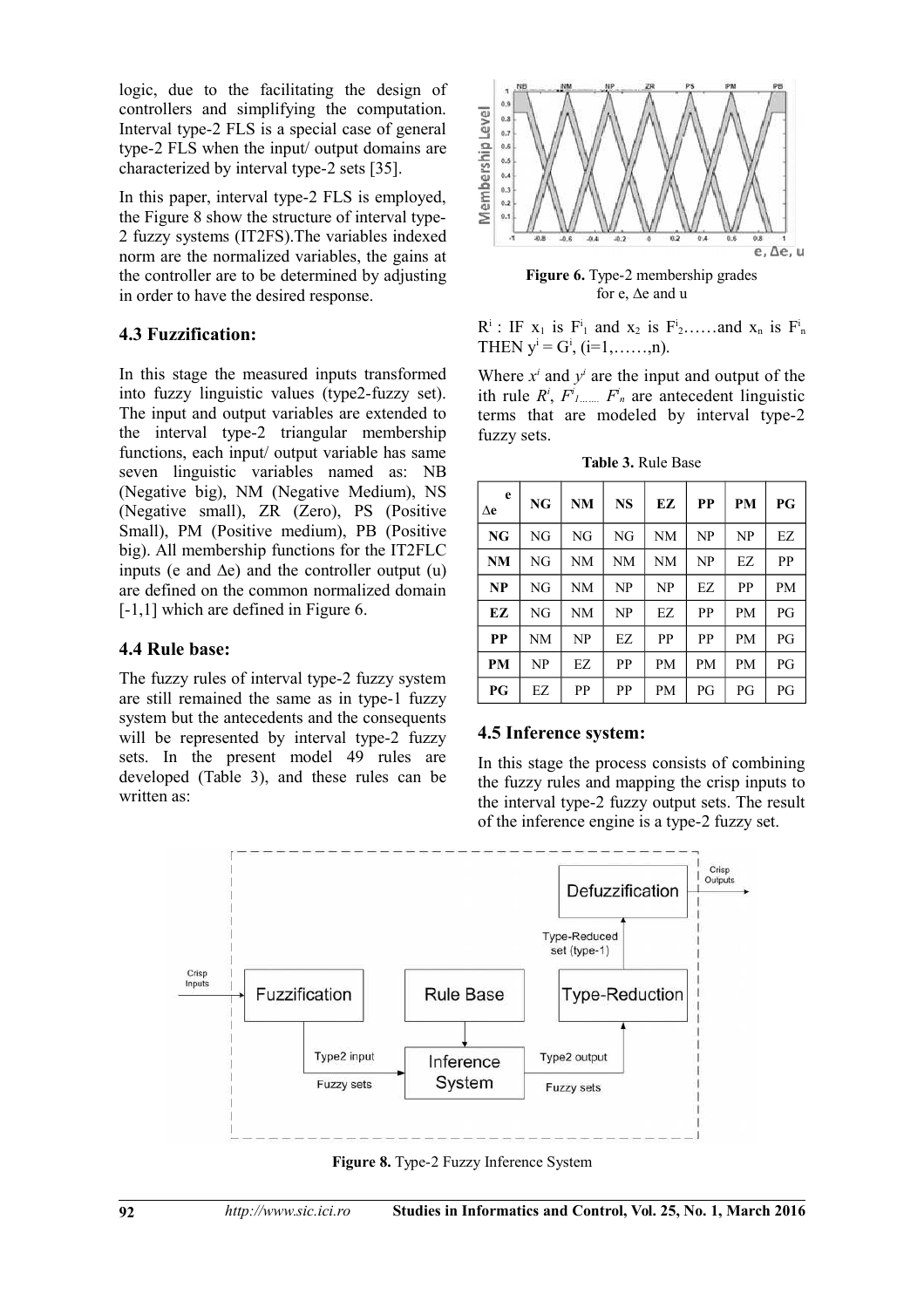logic, due to the facilitating the design of controllers and simplifying the computation. Interval type-2 FLS is a special case of general type-2 FLS when the input/ output domains are characterized by interval type-2 sets [35].

In this paper, interval type-2 FLS is employed, the Figure 8 show the structure of interval type-2 fuzzy systems (IT2FS).The variables indexed norm are the normalized variables, the gains at the controller are to be determined by adjusting in order to have the desired response.

### 4.3 Fuzzification:

In this stage the measured inputs transformed into fuzzy linguistic values (type2-fuzzy set). The input and output variables are extended to the interval type-2 triangular membership functions, each input/ output variable has same seven linguistic variables named as: NB (Negative big), NM (Negative Medium), NS (Negative small), ZR (Zero), PS (Positive Small), PM (Positive medium), PB (Positive big). All membership functions for the IT2FLC inputs (e and Δe) and the controller output (u) are defined on the common normalized domain [-1,1] which are defined in Figure 6.

### 4.4 Rule base:

The fuzzy rules of interval type-2 fuzzy system are still remained the same as in type-1 fuzzy system but the antecedents and the consequents will be represented by interval type-2 fuzzy sets. In the present model 49 rules are developed (Table 3), and these rules can be written as:

**Figure 6.** Type-2 membership grades for e, Δe and u

$R^i$ : IF $x_1$ is $F^i_1$ and $x_2$ is $F^i_2$……and $x_n$ is $F^i_n$ THEN $y^i = G^i$, (i=1,……,n).

Where $x^i$ and $y^i$ are the input and output of the ith rule $R^i$, $F^i_{1……}$ $F^i_n$ are antecedent linguistic terms that are modeled by interval type-2 fuzzy sets.

**Table 3.** Rule Base

| Δe \ e | NG | NM | NS | EZ | PP | PM | PG |
|---|---|---|---|---|---|---|---|
| **NG** | NG | NG | NG | NM | NP | NP | EZ |
| **NM** | NG | NM | NM | NM | NP | EZ | PP |
| **NP** | NG | NM | NP | NP | EZ | PP | PM |
| **EZ** | NG | NM | NP | EZ | PP | PM | PG |
| **PP** | NM | NP | EZ | PP | PP | PM | PG |
| **PM** | NP | EZ | PP | PM | PM | PM | PG |
| **PG** | EZ | PP | PP | PM | PG | PG | PG |

### 4.5 Inference system:

In this stage the process consists of combining the fuzzy rules and mapping the crisp inputs to the interval type-2 fuzzy output sets. The result of the inference engine is a type-2 fuzzy set.

**Figure 8.** Type-2 Fuzzy Inference System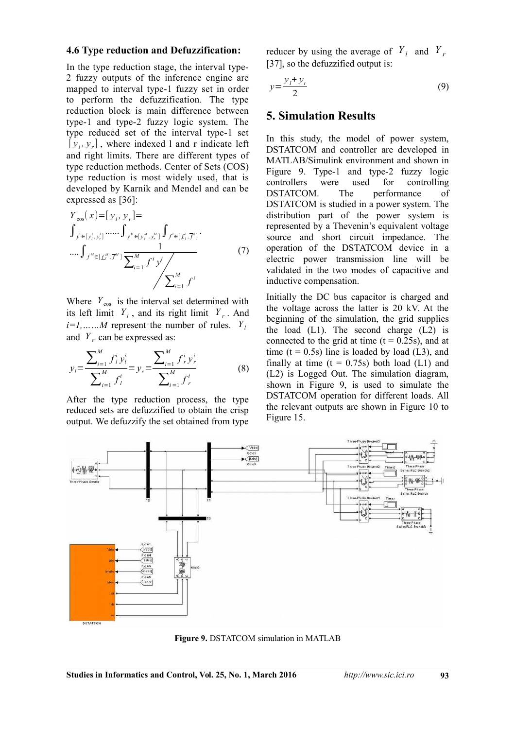### 4.6 Type reduction and Defuzzification:

In the type reduction stage, the interval type-2 fuzzy outputs of the inference engine are mapped to interval type-1 fuzzy set in order to perform the defuzzification. The type reduction block is main difference between type-1 and type-2 fuzzy logic system. The type reduced set of the interval type-1 set $[y_l, y_r]$, where indexed l and r indicate left and right limits. There are different types of type reduction methods. Center of Sets (COS) type reduction is most widely used, that is developed by Karnik and Mendel and can be expressed as [36]:

$$Y_{\cos}(x) = [y_l, y_r] = \int_{y^1 \in [y_l^1, y_r^1]} \cdots \int_{y^M \in [y_l^M, y_r^M]} \int_{f^1 \in [\underline{f}^1, \overline{f}^1]} \cdot \cdots \int_{f^M \in [\underline{f}^M, \overline{f}^M]} \frac{1}{\sum_{i=1}^{M} f^i y^i \Big/ \sum_{i=1}^{M} f^i} \tag{7}$$

Where $Y_{\cos}$ is the interval set determined with its left limit $Y_l$, and its right limit $Y_r$. And *i=1,……M* represent the number of rules. $Y_l$ and $Y_r$ can be expressed as:

$$y_l = \frac{\sum_{i=1}^{M} f_l^i y_l^i}{\sum_{i=1}^{M} f_l^i} = y_r = \frac{\sum_{i=1}^{M} f_r^i y_r^i}{\sum_{i=1}^{M} f_r^i} \tag{8}$$

After the type reduction process, the type reduced sets are defuzzified to obtain the crisp output. We defuzzify the set obtained from type reducer by using the average of $Y_l$ and $Y_r$ [37], so the defuzzified output is:

$$y = \frac{y_l + y_r}{2} \tag{9}$$

## 5. Simulation Results

In this study, the model of power system, DSTATCOM and controller are developed in MATLAB/Simulink environment and shown in Figure 9. Type-1 and type-2 fuzzy logic controllers were used for controlling DSTATCOM. The performance of DSTATCOM is studied in a power system. The distribution part of the power system is represented by a Thevenin's equivalent voltage source and short circuit impedance. The operation of the DSTATCOM device in a electric power transmission line will be validated in the two modes of capacitive and inductive compensation.

Initially the DC bus capacitor is charged and the voltage across the latter is 20 kV. At the beginning of the simulation, the grid supplies the load (L1). The second charge (L2) is connected to the grid at time (t = 0.25s), and at time (t = 0.5s) line is loaded by load (L3), and finally at time (t = 0.75s) both load (L1) and (L2) is Logged Out. The simulation diagram, shown in Figure 9, is used to simulate the DSTATCOM operation for different loads. All the relevant outputs are shown in Figure 10 to Figure 15.

**Figure 9.** DSTATCOM simulation in MATLAB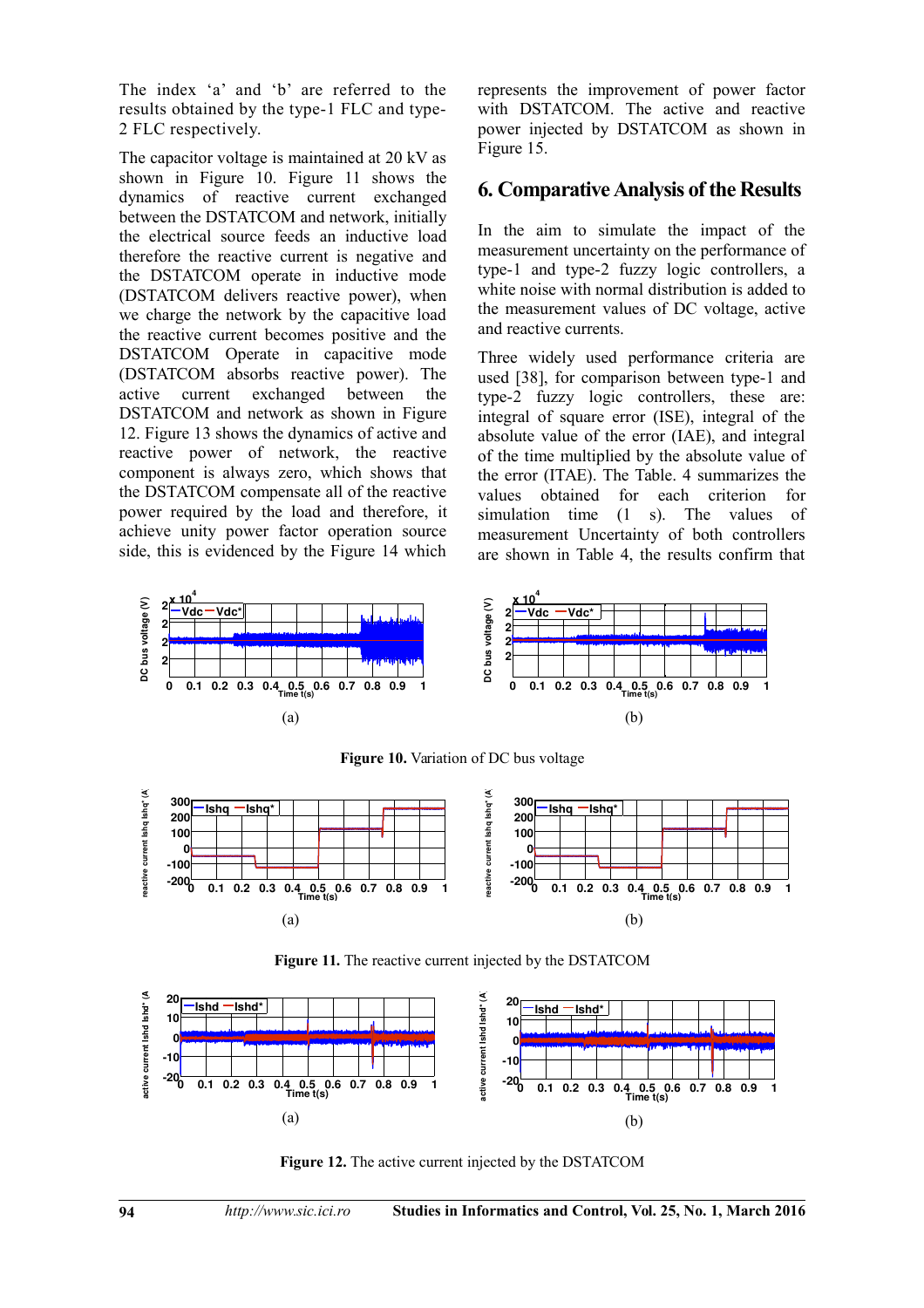The index 'a' and 'b' are referred to the results obtained by the type-1 FLC and type-2 FLC respectively.

The capacitor voltage is maintained at 20 kV as shown in Figure 10. Figure 11 shows the dynamics of reactive current exchanged between the DSTATCOM and network, initially the electrical source feeds an inductive load therefore the reactive current is negative and the DSTATCOM operate in inductive mode (DSTATCOM delivers reactive power), when we charge the network by the capacitive load the reactive current becomes positive and the DSTATCOM Operate in capacitive mode (DSTATCOM absorbs reactive power). The active current exchanged between the DSTATCOM and network as shown in Figure 12. Figure 13 shows the dynamics of active and reactive power of network, the reactive component is always zero, which shows that the DSTATCOM compensate all of the reactive power required by the load and therefore, it achieve unity power factor operation source side, this is evidenced by the Figure 14 which represents the improvement of power factor with DSTATCOM. The active and reactive power injected by DSTATCOM as shown in Figure 15.

## 6. Comparative Analysis of the Results

In the aim to simulate the impact of the measurement uncertainty on the performance of type-1 and type-2 fuzzy logic controllers, a white noise with normal distribution is added to the measurement values of DC voltage, active and reactive currents.

Three widely used performance criteria are used [38], for comparison between type-1 and type-2 fuzzy logic controllers, these are: integral of square error (ISE), integral of the absolute value of the error (IAE), and integral of the time multiplied by the absolute value of the error (ITAE). The Table. 4 summarizes the values obtained for each criterion for simulation time (1 s). The values of measurement Uncertainty of both controllers are shown in Table 4, the results confirm that

(a) (b)

**Figure 10.** Variation of DC bus voltage

(a) (b)

**Figure 11.** The reactive current injected by the DSTATCOM

(a) (b)

**Figure 12.** The active current injected by the DSTATCOM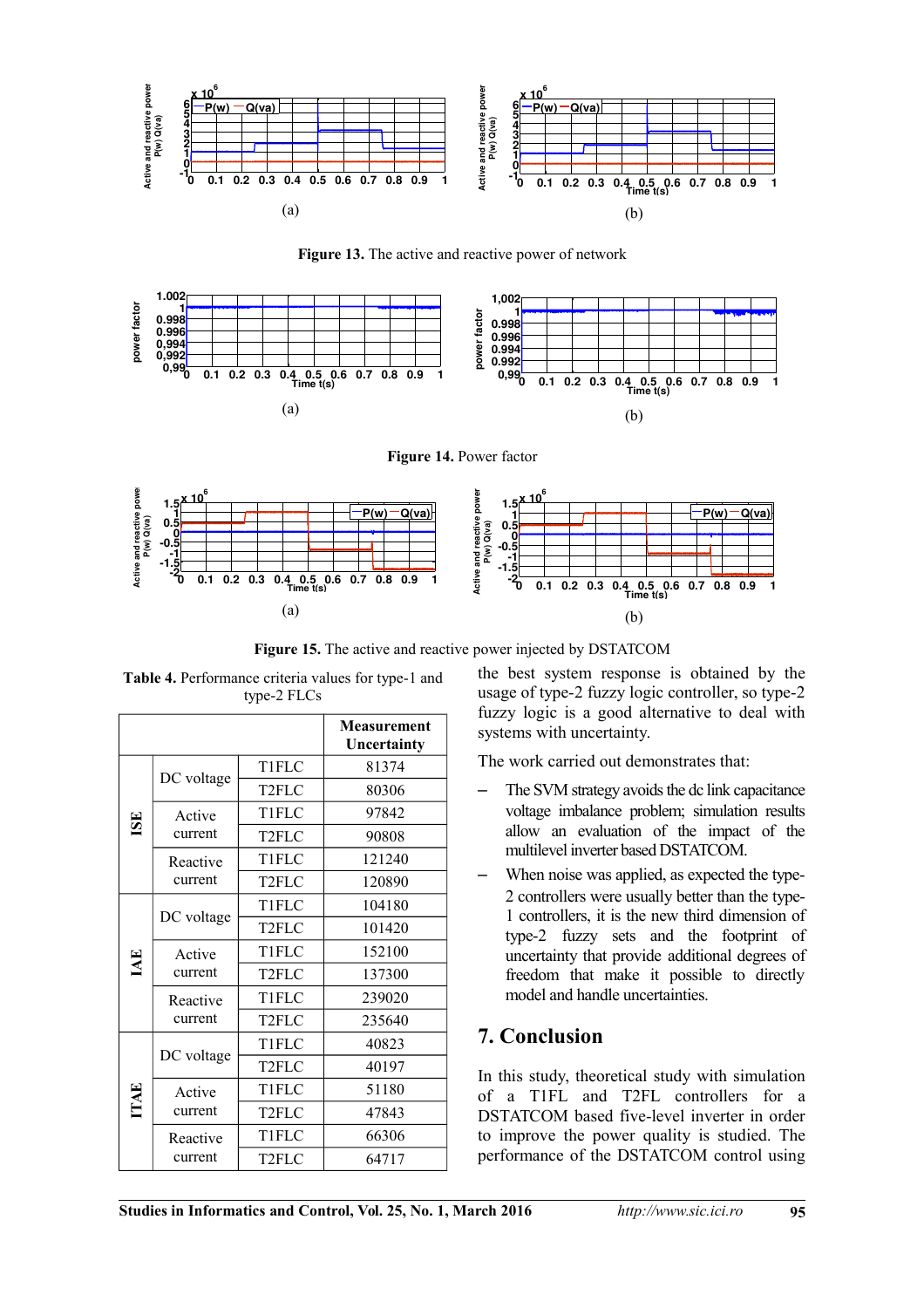(a)

(b)

**Figure 13.** The active and reactive power of network

(a)

(b)

**Figure 14.** Power factor

(a)

(b)

**Figure 15.** The active and reactive power injected by DSTATCOM

**Table 4.** Performance criteria values for type-1 and type-2 FLCs

| | | | Measurement Uncertainty |
|---|---|---|---|
| ISE | DC voltage | T1FLC | 81374 |
| | | T2FLC | 80306 |
| | Active current | T1FLC | 97842 |
| | | T2FLC | 90808 |
| | Reactive current | T1FLC | 121240 |
| | | T2FLC | 120890 |
| IAE | DC voltage | T1FLC | 104180 |
| | | T2FLC | 101420 |
| | Active current | T1FLC | 152100 |
| | | T2FLC | 137300 |
| | Reactive current | T1FLC | 239020 |
| | | T2FLC | 235640 |
| ITAE | DC voltage | T1FLC | 40823 |
| | | T2FLC | 40197 |
| | Active current | T1FLC | 51180 |
| | | T2FLC | 47843 |
| | Reactive current | T1FLC | 66306 |
| | | T2FLC | 64717 |

the best system response is obtained by the usage of type-2 fuzzy logic controller, so type-2 fuzzy logic is a good alternative to deal with systems with uncertainty.

The work carried out demonstrates that:

- The SVM strategy avoids the dc link capacitance voltage imbalance problem; simulation results allow an evaluation of the impact the multilevel inverter based DSTATCOM.
- When noise was applied, as expected the type-2 controllers were usually better than the type-1 controllers, it is the new third dimension of type-2 fuzzy sets and the footprint of uncertainty that provide additional degrees of freedom that make it possible to directly model and handle uncertainties.

## 7. Conclusion

In this study, theoretical study with simulation of a T1FL and T2FL controllers for a DSTATCOM based five-level inverter in order to improve the power quality is studied. The performance of the DSTATCOM control using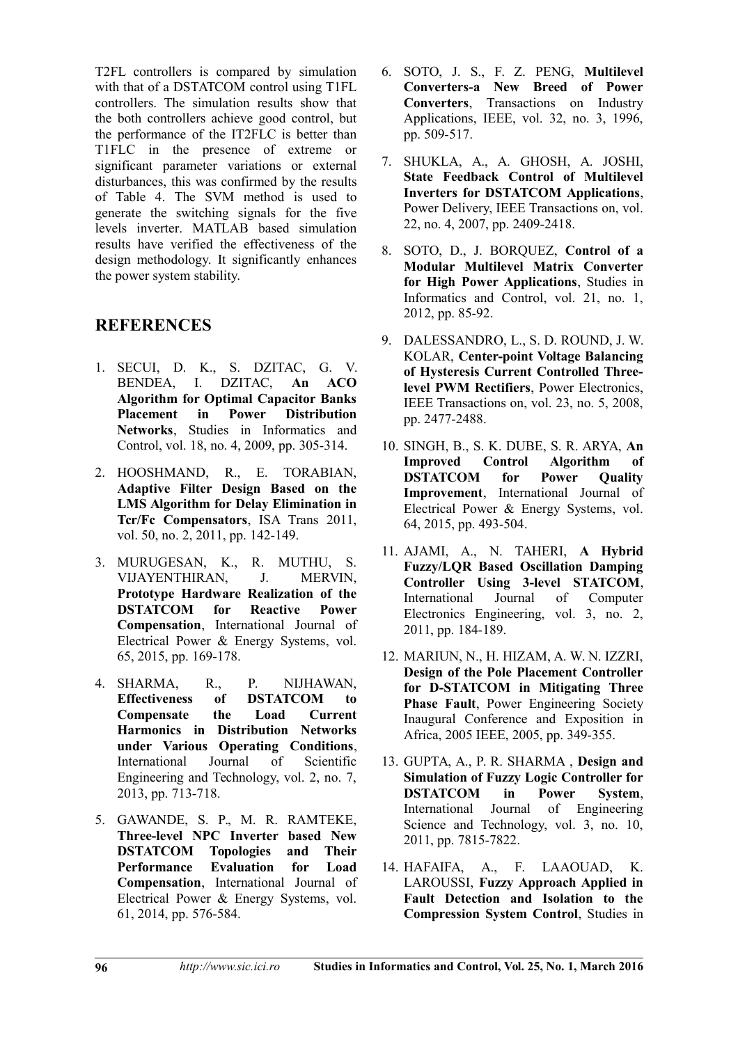T2FL controllers is compared by simulation with that of a DSTATCOM control using T1FL controllers. The simulation results show that the both controllers achieve good control, but the performance of the IT2FLC is better than T1FLC in the presence of extreme or significant parameter variations or external disturbances, this was confirmed by the results of Table 4. The SVM method is used to generate the switching signals for the five levels inverter. MATLAB based simulation results have verified the effectiveness of the design methodology. It significantly enhances the power system stability.

## REFERENCES

1. SECUI, D. K., S. DZITAC, G. V. BENDEA, I. DZITAC, **An ACO Algorithm for Optimal Capacitor Banks Placement in Power Distribution Networks**, Studies in Informatics and Control, vol. 18, no. 4, 2009, pp. 305-314.

2. HOOSHMAND, R., E. TORABIAN, **Adaptive Filter Design Based on the LMS Algorithm for Delay Elimination in Tcr/Fc Compensators**, ISA Trans 2011, vol. 50, no. 2, 2011, pp. 142-149.

3. MURUGESAN, K., R. MUTHU, S. VIJAYENTHIRAN, J. MERVIN, **Prototype Hardware Realization of the DSTATCOM for Reactive Power Compensation**, International Journal of Electrical Power & Energy Systems, vol. 65, 2015, pp. 169-178.

4. SHARMA, R., P. NIJHAWAN, **Effectiveness of DSTATCOM to Compensate the Load Current Harmonics in Distribution Networks under Various Operating Conditions**, International Journal of Scientific Engineering and Technology, vol. 2, no. 7, 2013, pp. 713-718.

5. GAWANDE, S. P., M. R. RAMTEKE, **Three-level NPC Inverter based New DSTATCOM Topologies and Their Performance Evaluation for Load Compensation**, International Journal of Electrical Power & Energy Systems, vol. 61, 2014, pp. 576-584.

6. SOTO, J. S., F. Z. PENG, **Multilevel Converters-a New Breed of Power Converters**, Transactions on Industry Applications, IEEE, vol. 32, no. 3, 1996, pp. 509-517.

7. SHUKLA, A., A. GHOSH, A. JOSHI, **State Feedback Control of Multilevel Inverters for DSTATCOM Applications**, Power Delivery, IEEE Transactions on, vol. 22, no. 4, 2007, pp. 2409-2418.

8. SOTO, D., J. BORQUEZ, **Control of a Modular Multilevel Matrix Converter for High Power Applications**, Studies in Informatics and Control, vol. 21, no. 1, 2012, pp. 85-92.

9. DALESSANDRO, L., S. D. ROUND, J. W. KOLAR, **Center-point Voltage Balancing of Hysteresis Current Controlled Three-level PWM Rectifiers**, Power Electronics, IEEE Transactions on, vol. 23, no. 5, 2008, pp. 2477-2488.

10. SINGH, B., S. K. DUBE, S. R. ARYA, **An Improved Control Algorithm of DSTATCOM for Power Quality Improvement**, International Journal of Electrical Power & Energy Systems, vol. 64, 2015, pp. 493-504.

11. AJAMI, A., N. TAHERI, **A Hybrid Fuzzy/LQR Based Oscillation Damping Controller Using 3-level STATCOM**, International Journal of Computer Electronics Engineering, vol. 3, no. 2, 2011, pp. 184-189.

12. MARIUN, N., H. HIZAM, A. W. N. IZZRI, **Design of the Pole Placement Controller for D-STATCOM in Mitigating Three Phase Fault**, Power Engineering Society Inaugural Conference and Exposition in Africa, 2005 IEEE, 2005, pp. 349-355.

13. GUPTA, A., P. R. SHARMA , **Design and Simulation of Fuzzy Logic Controller for DSTATCOM in Power System**, International Journal of Engineering Science and Technology, vol. 3, no. 10, 2011, pp. 7815-7822.

14. HAFAIFA, A., F. LAAOUAD, K. LAROUSSI, **Fuzzy Approach Applied in Fault Detection and Isolation to the Compression System Control**, Studies in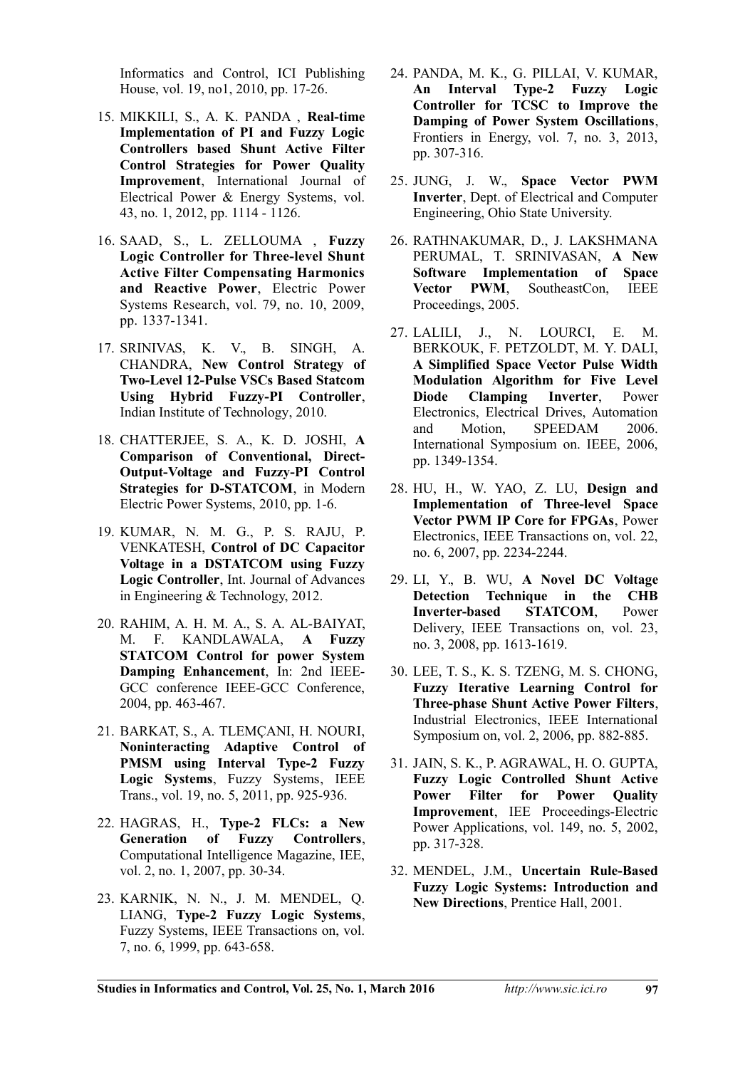Informatics and Control, ICI Publishing House, vol. 19, no1, 2010, pp. 17-26.

15. MIKKILI, S., A. K. PANDA , **Real-time Implementation of PI and Fuzzy Logic Controllers based Shunt Active Filter Control Strategies for Power Quality Improvement**, International Journal of Electrical Power & Energy Systems, vol. 43, no. 1, 2012, pp. 1114 - 1126.

16. SAAD, S., L. ZELLOUMA , **Fuzzy Logic Controller for Three-level Shunt Active Filter Compensating Harmonics and Reactive Power**, Electric Power Systems Research, vol. 79, no. 10, 2009, pp. 1337-1341.

17. SRINIVAS, K. V., B. SINGH, A. CHANDRA, **New Control Strategy of Two-Level 12-Pulse VSCs Based Statcom Using Hybrid Fuzzy-PI Controller**, Indian Institute of Technology, 2010.

18. CHATTERJEE, S. A., K. D. JOSHI, **A Comparison of Conventional, Direct-Output-Voltage and Fuzzy-PI Control Strategies for D-STATCOM**, in Modern Electric Power Systems, 2010, pp. 1-6.

19. KUMAR, N. M. G., P. S. RAJU, P. VENKATESH, **Control of DC Capacitor Voltage in a DSTATCOM using Fuzzy Logic Controller**, Int. Journal of Advances in Engineering & Technology, 2012.

20. RAHIM, A. H. M. A., S. A. AL-BAIYAT, M. F. KANDLAWALA, **A Fuzzy STATCOM Control for power System Damping Enhancement**, In: 2nd IEEE-GCC conference IEEE-GCC Conference, 2004, pp. 463-467.

21. BARKAT, S., A. TLEMÇANI, H. NOURI, **Noninteracting Adaptive Control of PMSM using Interval Type-2 Fuzzy Logic Systems**, Fuzzy Systems, IEEE Trans., vol. 19, no. 5, 2011, pp. 925-936.

22. HAGRAS, H., **Type-2 FLCs: a New Generation of Fuzzy Controllers**, Computational Intelligence Magazine, IEE, vol. 2, no. 1, 2007, pp. 30-34.

23. KARNIK, N. N., J. M. MENDEL, Q. LIANG, **Type-2 Fuzzy Logic Systems**, Fuzzy Systems, IEEE Transactions on, vol. 7, no. 6, 1999, pp. 643-658.

24. PANDA, M. K., G. PILLAI, V. KUMAR, **An Interval Type-2 Fuzzy Logic Controller for TCSC to Improve the Damping of Power System Oscillations**, Frontiers in Energy, vol. 7, no. 3, 2013, pp. 307-316.

25. JUNG, J. W., **Space Vector PWM Inverter**, Dept. of Electrical and Computer Engineering, Ohio State University.

26. RATHNAKUMAR, D., J. LAKSHMANA PERUMAL, T. SRINIVASAN, **A New Software Implementation of Space Vector PWM**, SoutheastCon, IEEE Proceedings, 2005.

27. LALILI, J., N. LOURCI, E. M. BERKOUK, F. PETZOLDT, M. Y. DALI, **A Simplified Space Vector Pulse Width Modulation Algorithm for Five Level Diode Clamping Inverter**, Power Electronics, Electrical Drives, Automation and Motion, SPEEDAM 2006. International Symposium on. IEEE, 2006, pp. 1349-1354.

28. HU, H., W. YAO, Z. LU, **Design and Implementation of Three-level Space Vector PWM IP Core for FPGAs**, Power Electronics, IEEE Transactions on, vol. 22, no. 6, 2007, pp. 2234-2244.

29. LI, Y., B. WU, **A Novel DC Voltage Detection Technique in the CHB Inverter-based STATCOM**, Power Delivery, IEEE Transactions on, vol. 23, no. 3, 2008, pp. 1613-1619.

30. LEE, T. S., K. S. TZENG, M. S. CHONG, **Fuzzy Iterative Learning Control for Three-phase Shunt Active Power Filters**, Industrial Electronics, IEEE International Symposium on, vol. 2, 2006, pp. 882-885.

31. JAIN, S. K., P. AGRAWAL, H. O. GUPTA, **Fuzzy Logic Controlled Shunt Active Power Filter for Power Quality Improvement**, IEE Proceedings-Electric Power Applications, vol. 149, no. 5, 2002, pp. 317-328.

32. MENDEL, J.M., **Uncertain Rule-Based Fuzzy Logic Systems: Introduction and New Directions**, Prentice Hall, 2001.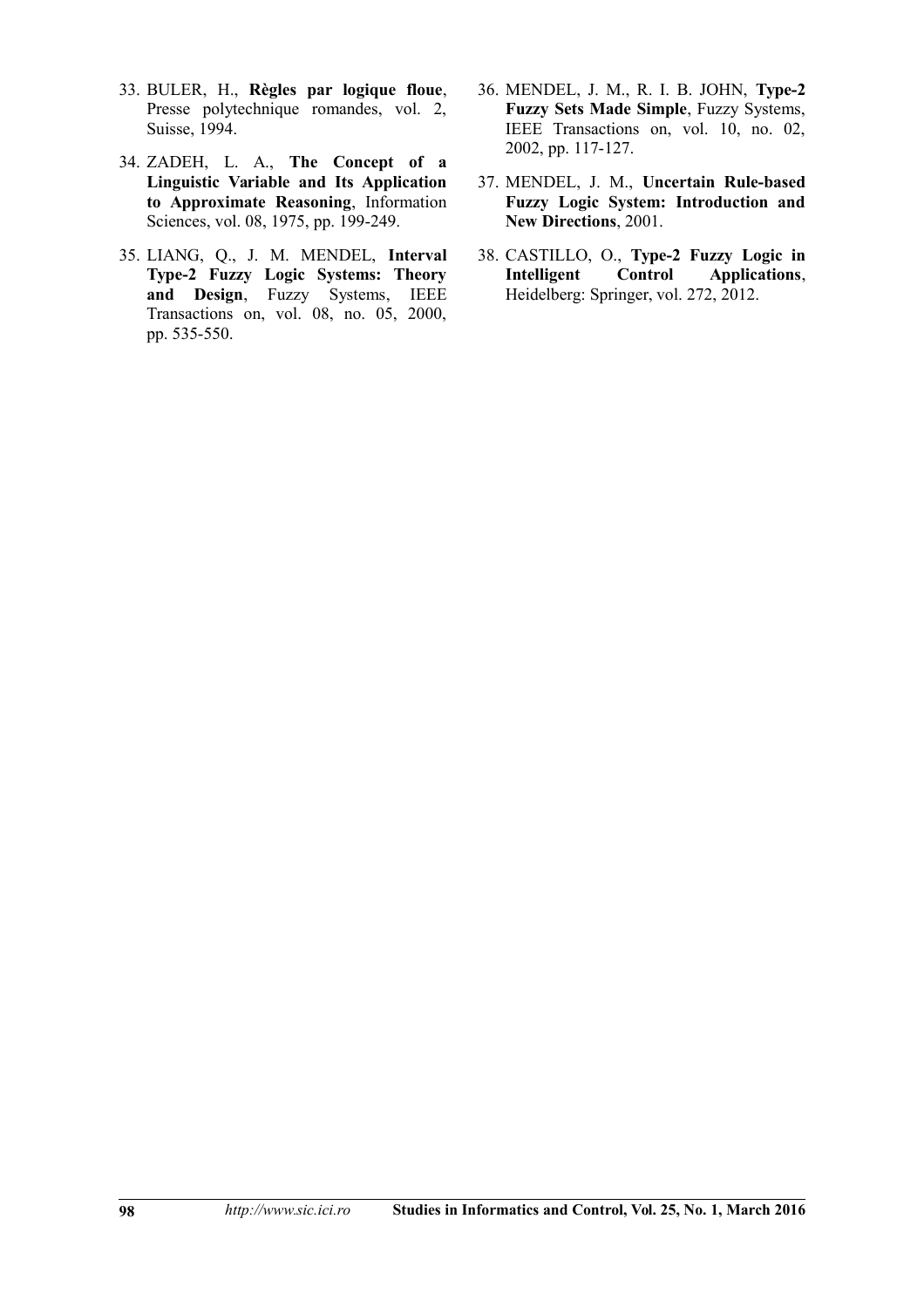33. BULER, H., **Règles par logique floue**, Presse polytechnique romandes, vol. 2, Suisse, 1994.

34. ZADEH, L. A., **The Concept of a Linguistic Variable and Its Application to Approximate Reasoning**, Information Sciences, vol. 08, 1975, pp. 199-249.

35. LIANG, Q., J. M. MENDEL, **Interval Type-2 Fuzzy Logic Systems: Theory and Design**, Fuzzy Systems, IEEE Transactions on, vol. 08, no. 05, 2000, pp. 535-550.

36. MENDEL, J. M., R. I. B. JOHN, **Type-2 Fuzzy Sets Made Simple**, Fuzzy Systems, IEEE Transactions on, vol. 10, no. 02, 2002, pp. 117-127.

37. MENDEL, J. M., **Uncertain Rule-based Fuzzy Logic System: Introduction and New Directions**, 2001.

38. CASTILLO, O., **Type-2 Fuzzy Logic in Intelligent Control Applications**, Heidelberg: Springer, vol. 272, 2012.